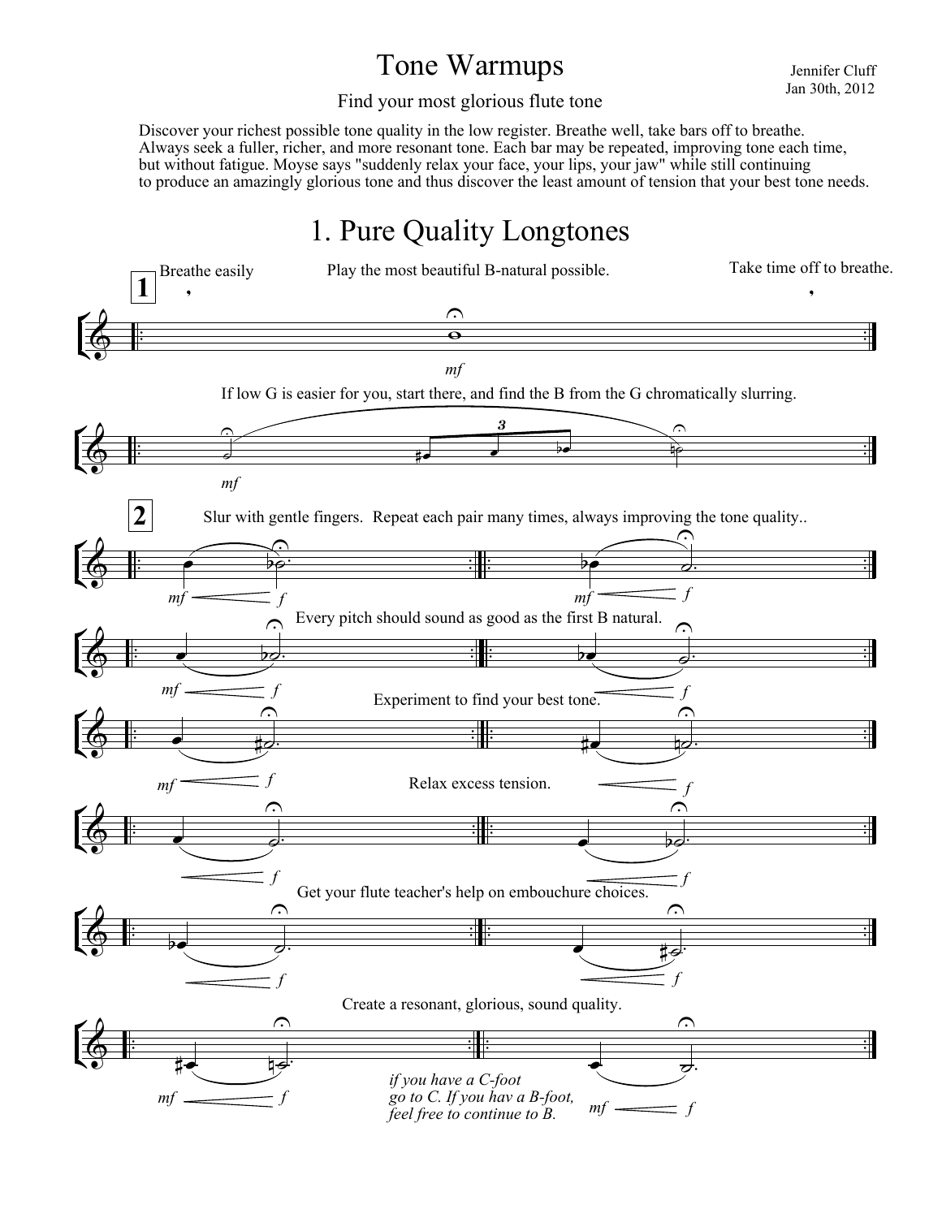# Tone Warmups

Jennifer Cluff
Jan 30th, 2012

Find your most glorious flute tone

Discover your richest possible tone quality in the low register. Breathe well, take bars off to breathe. Always seek a fuller, richer, and more resonant tone. Each bar may be repeated, improving tone each time, but without fatigue. Moyse says "suddenly relax your face, your lips, your jaw" while still continuing to produce an amazingly glorious tone and thus discover the least amount of tension that your best tone needs.

## 1. Pure Quality Longtones

**1**

Breathe easily

Play the most beautiful B-natural possible.

Take time off to breathe.

*mf*

If low G is easier for you, start there, and find the B from the G chromatically slurring.

*mf*

**2**

Slur with gentle fingers. Repeat each pair many times, always improving the tone quality..

*mf* *f* *mf* *f*

Every pitch should sound as good as the first B natural.

*mf* *f* *f*

Experiment to find your best tone.

*mf* *f* *f*

Relax excess tension.

*f* *f*

Get your flute teacher's help on embouchure choices.

*f* *f*

Create a resonant, glorious, sound quality.

*mf* *f*

*if you have a C-foot go to C. If you hav a B-foot, feel free to continue to B.*

*mf* *f*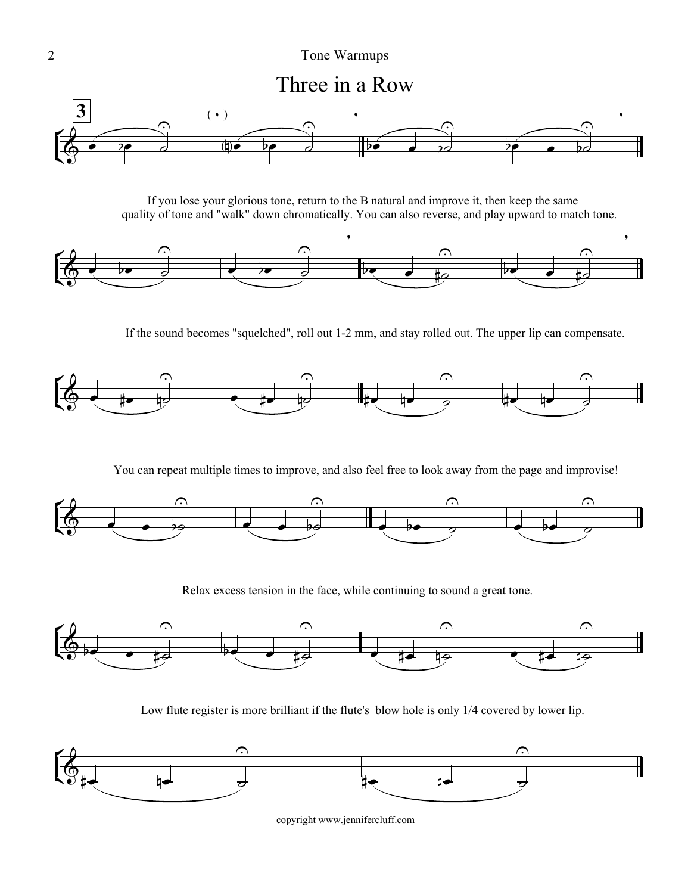# Three in a Row

If you lose your glorious tone, return to the B natural and improve it, then keep the same quality of tone and "walk" down chromatically. You can also reverse, and play upward to match tone.

If the sound becomes "squelched", roll out 1-2 mm, and stay rolled out. The upper lip can compensate.

You can repeat multiple times to improve, and also feel free to look away from the page and improvise!

Relax excess tension in the face, while continuing to sound a great tone.

Low flute register is more brilliant if the flute's blow hole is only 1/4 covered by lower lip.

copyright www.jennifercluff.com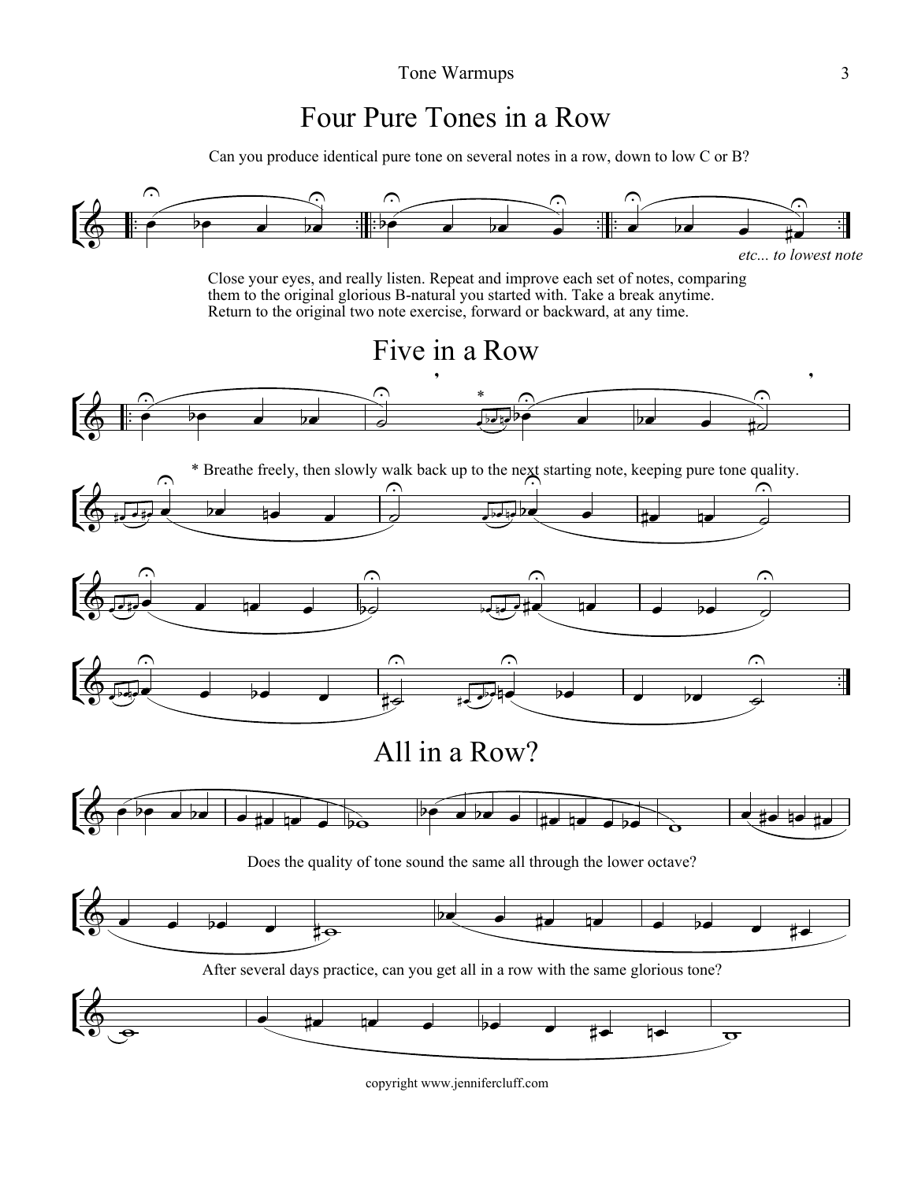# Four Pure Tones in a Row

Can you produce identical pure tone on several notes in a row, down to low C or B?

*etc... to lowest note*

Close your eyes, and really listen. Repeat and improve each set of notes, comparing them to the original glorious B-natural you started with. Take a break anytime. Return to the original two note exercise, forward or backward, at any time.

# Five in a Row

* Breathe freely, then slowly walk back up to the next starting note, keeping pure tone quality.

# All in a Row?

Does the quality of tone sound the same all through the lower octave?

After several days practice, can you get all in a row with the same glorious tone?

copyright www.jennifercluff.com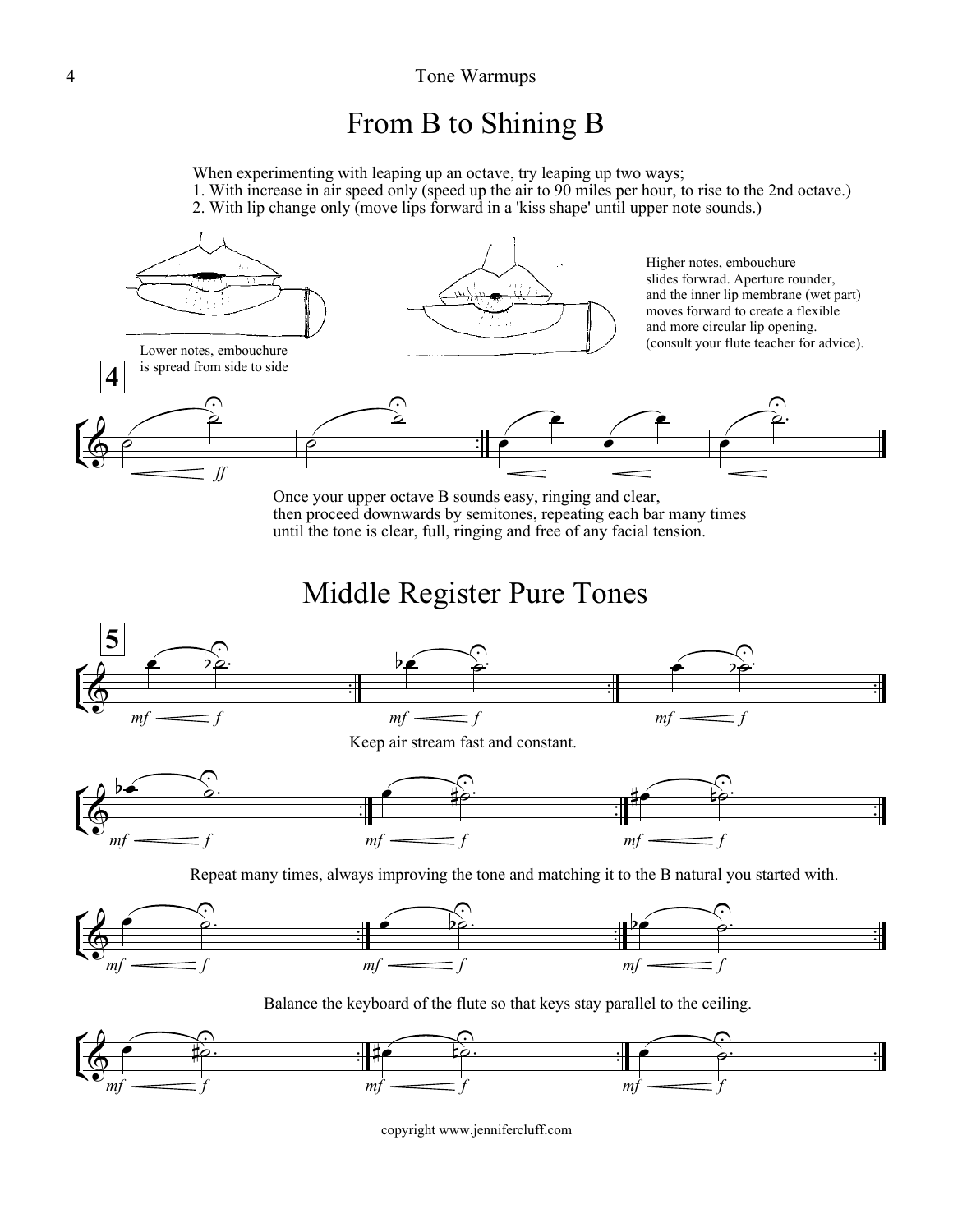# From B to Shining B

When experimenting with leaping up an octave, try leaping up two ways;
1. With increase in air speed only (speed up the air to 90 miles per hour, to rise to the 2nd octave.)
2. With lip change only (move lips forward in a 'kiss shape' until upper note sounds.)

Lower notes, embouchure is spread from side to side

Higher notes, embouchure slides forwrad. Aperture rounder, and the inner lip membrane (wet part) moves forward to create a flexible and more circular lip opening. (consult your flute teacher for advice).

**4**

Once your upper octave B sounds easy, ringing and clear, then proceed downwards by semitones, repeating each bar many times until the tone is clear, full, ringing and free of any facial tension.

# Middle Register Pure Tones

**5**

Keep air stream fast and constant.

Repeat many times, always improving the tone and matching it to the B natural you started with.

Balance the keyboard of the flute so that keys stay parallel to the ceiling.

copyright www.jennifercluff.com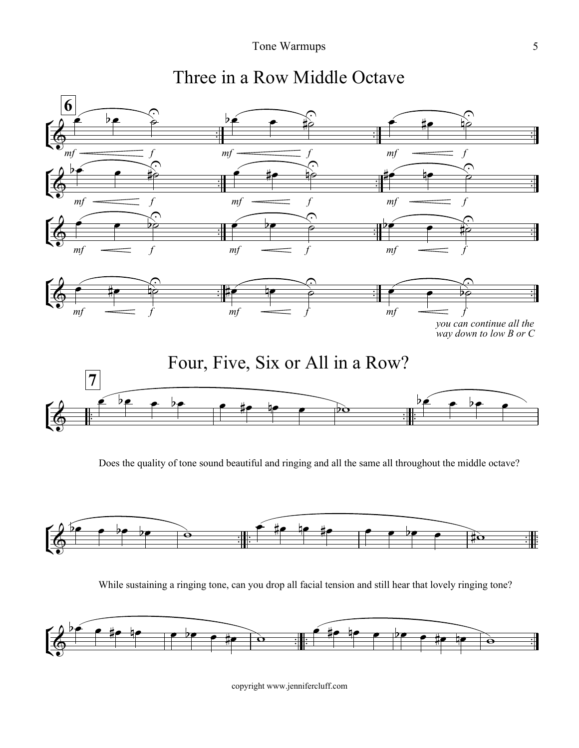# Three in a Row Middle Octave

**6**

*you can continue all the way down to low B or C*

# Four, Five, Six or All in a Row?

**7**

Does the quality of tone sound beautiful and ringing and all the same all throughout the middle octave?

While sustaining a ringing tone, can you drop all facial tension and still hear that lovely ringing tone?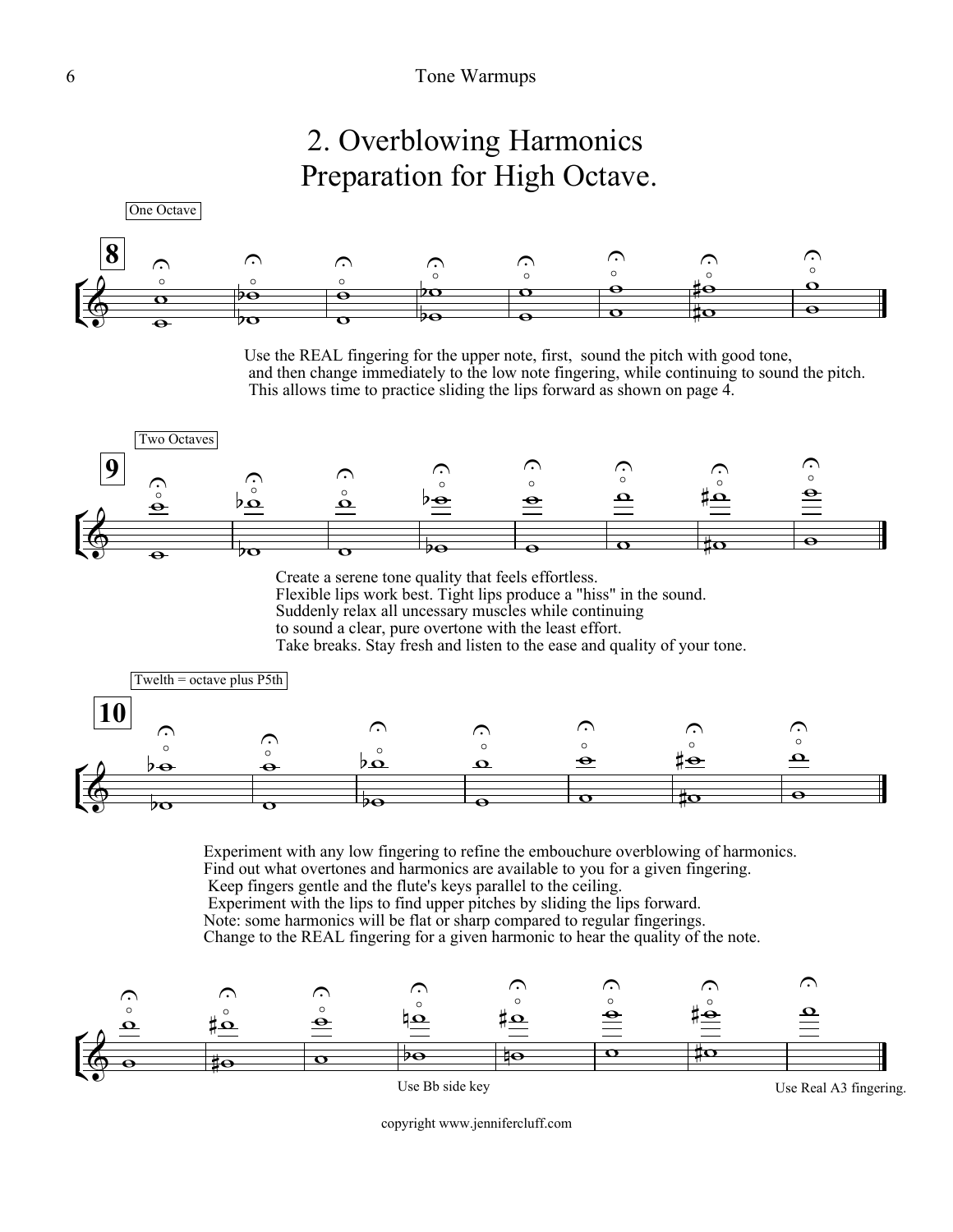# 2. Overblowing Harmonics
## Preparation for High Octave.

One Octave

**8**

Use the REAL fingering for the upper note, first, sound the pitch with good tone, and then change immediately to the low note fingering, while continuing to sound the pitch. This allows time to practice sliding the lips forward as shown on page 4.

Two Octaves

**9**

Create a serene tone quality that feels effortless.
Flexible lips work best. Tight lips produce a "hiss" in the sound.
Suddenly relax all uncessary muscles while continuing
to sound a clear, pure overtone with the least effort.
Take breaks. Stay fresh and listen to the ease and quality of your tone.

Twelth = octave plus P5th

**10**

Experiment with any low fingering to refine the embouchure overblowing of harmonics.
Find out what overtones and harmonics are available to you for a given fingering.
Keep fingers gentle and the flute's keys parallel to the ceiling.
Experiment with the lips to find upper pitches by sliding the lips forward.
Note: some harmonics will be flat or sharp compared to regular fingerings.
Change to the REAL fingering for a given harmonic to hear the quality of the note.

Use Bb side key

Use Real A3 fingering.

copyright www.jennifercluff.com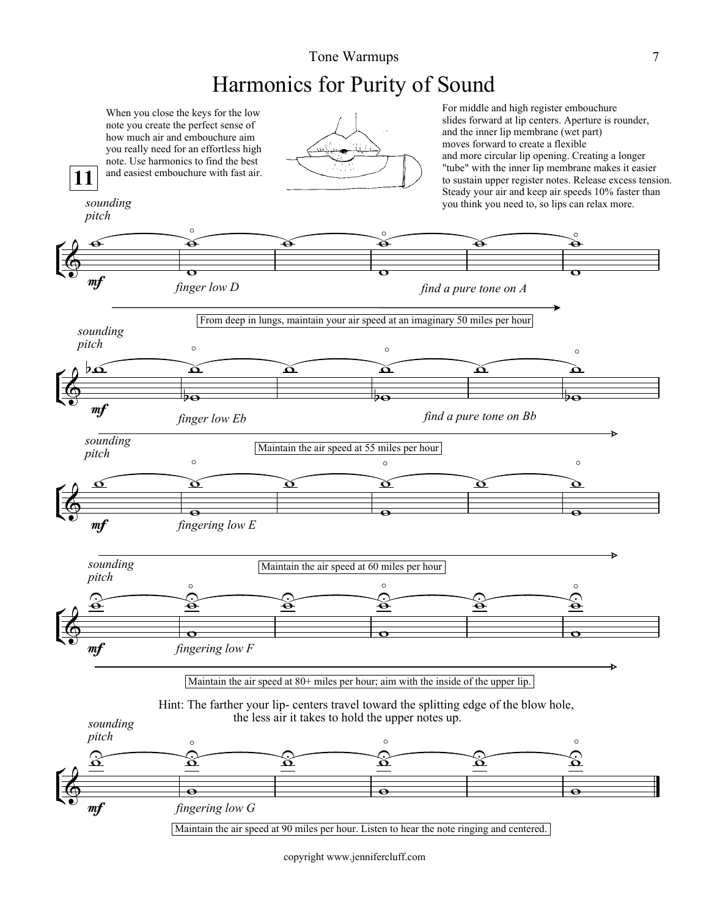# Harmonics for Purity of Sound

**11**

When you close the keys for the low note you create the perfect sense of how much air and embouchure aim you really need for an effortless high note. Use harmonics to find the best and easiest embouchure with fast air.

For middle and high register embouchure slides forward at lip centers. Aperture is rounder, and the inner lip membrane (wet part) moves forward to create a flexible and more circular lip opening. Creating a longer "tube" with the inner lip membrane makes it easier to sustain upper register notes. Release excess tension. Steady your air and keep air speeds 10% faster than you think you need to, so lips can relax more.

*sounding pitch*

*mf* *finger low D* *find a pure tone on A*

From deep in lungs, maintain your air speed at an imaginary 50 miles per hour

*sounding pitch*

*mf* *finger low Eb* *find a pure tone on Bb*

Maintain the air speed at 55 miles per hour

*sounding pitch*

*mf* *fingering low E*

Maintain the air speed at 60 miles per hour

*sounding pitch*

*mf* *fingering low F*

Maintain the air speed at 80+ miles per hour; aim with the inside of the upper lip.

Hint: The farther your lip- centers travel toward the splitting edge of the blow hole, the less air it takes to hold the upper notes up.

*sounding pitch*

*mf* *fingering low G*

Maintain the air speed at 90 miles per hour. Listen to hear the note ringing and centered.

copyright www.jennifercluff.com